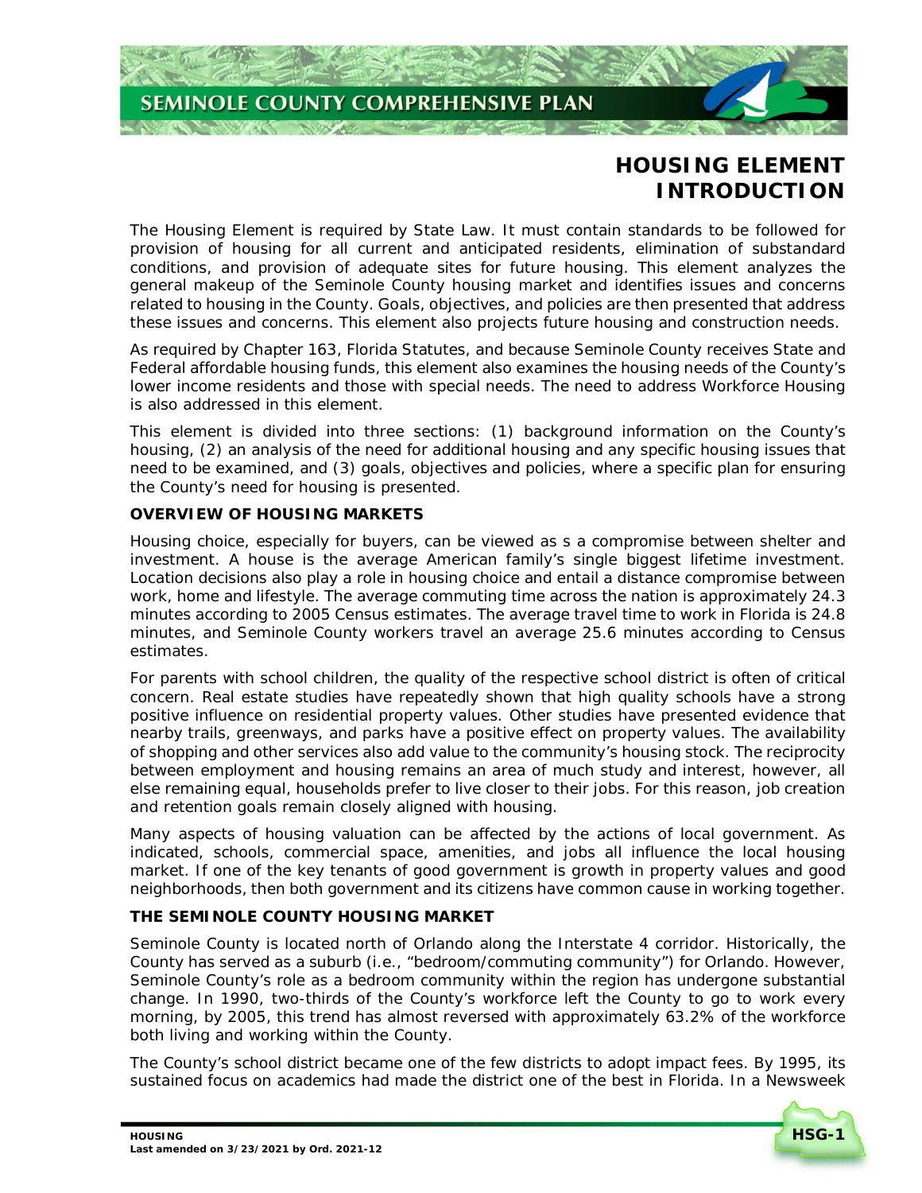# HOUSING ELEMENT INTRODUCTION

The Housing Element is required by State Law. It must contain standards to be followed for provision of housing for all current and anticipated residents, elimination of substandard conditions, and provision of adequate sites for future housing. This element analyzes the general makeup of the Seminole County housing market and identifies issues and concerns related to housing in the County. Goals, objectives, and policies are then presented that address these issues and concerns. This element also projects future housing and construction needs.

As required by Chapter 163, Florida Statutes, and because Seminole County receives State and Federal affordable housing funds, this element also examines the housing needs of the County's lower income residents and those with special needs. The need to address Workforce Housing is also addressed in this element.

This element is divided into three sections: (1) background information on the County's housing, (2) an analysis of the need for additional housing and any specific housing issues that need to be examined, and (3) goals, objectives and policies, where a specific plan for ensuring the County's need for housing is presented.

### OVERVIEW OF HOUSING MARKETS

Housing choice, especially for buyers, can be viewed as s a compromise between shelter and investment. A house is the average American family's single biggest lifetime investment. Location decisions also play a role in housing choice and entail a distance compromise between work, home and lifestyle. The average commuting time across the nation is approximately 24.3 minutes according to 2005 Census estimates. The average travel time to work in Florida is 24.8 minutes, and Seminole County workers travel an average 25.6 minutes according to Census estimates.

For parents with school children, the quality of the respective school district is often of critical concern. Real estate studies have repeatedly shown that high quality schools have a strong positive influence on residential property values. Other studies have presented evidence that nearby trails, greenways, and parks have a positive effect on property values. The availability of shopping and other services also add value to the community's housing stock. The reciprocity between employment and housing remains an area of much study and interest, however, all else remaining equal, households prefer to live closer to their jobs. For this reason, job creation and retention goals remain closely aligned with housing.

Many aspects of housing valuation can be affected by the actions of local government. As indicated, schools, commercial space, amenities, and jobs all influence the local housing market. If one of the key tenants of good government is growth in property values and good neighborhoods, then both government and its citizens have common cause in working together.

### THE SEMINOLE COUNTY HOUSING MARKET

Seminole County is located north of Orlando along the Interstate 4 corridor. Historically, the County has served as a suburb (i.e., "bedroom/commuting community") for Orlando. However, Seminole County's role as a bedroom community within the region has undergone substantial change. In 1990, two-thirds of the County's workforce left the County to go to work every morning, by 2005, this trend has almost reversed with approximately 63.2% of the workforce both living and working within the County.

The County's school district became one of the few districts to adopt impact fees. By 1995, its sustained focus on academics had made the district one of the best in Florida. In a Newsweek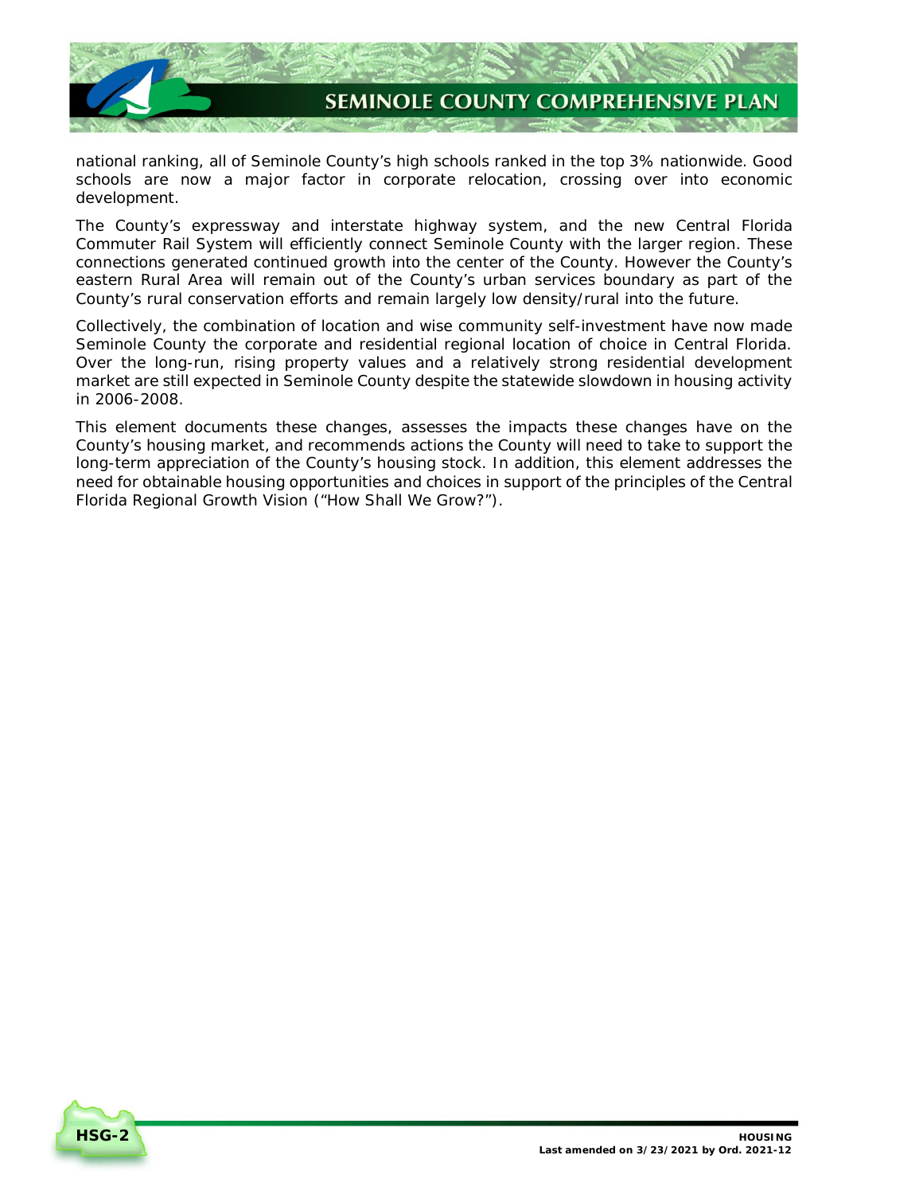national ranking, all of Seminole County's high schools ranked in the top 3% nationwide. Good schools are now a major factor in corporate relocation, crossing over into economic development.

The County's expressway and interstate highway system, and the new Central Florida Commuter Rail System will efficiently connect Seminole County with the larger region. These connections generated continued growth into the center of the County. However the County's eastern Rural Area will remain out of the County's urban services boundary as part of the County's rural conservation efforts and remain largely low density/rural into the future.

Collectively, the combination of location and wise community self-investment have now made Seminole County the corporate and residential regional location of choice in Central Florida. Over the long-run, rising property values and a relatively strong residential development market are still expected in Seminole County despite the statewide slowdown in housing activity in 2006-2008.

This element documents these changes, assesses the impacts these changes have on the County's housing market, and recommends actions the County will need to take to support the long-term appreciation of the County's housing stock. In addition, this element addresses the need for obtainable housing opportunities and choices in support of the principles of the Central Florida Regional Growth Vision ("How Shall We Grow?").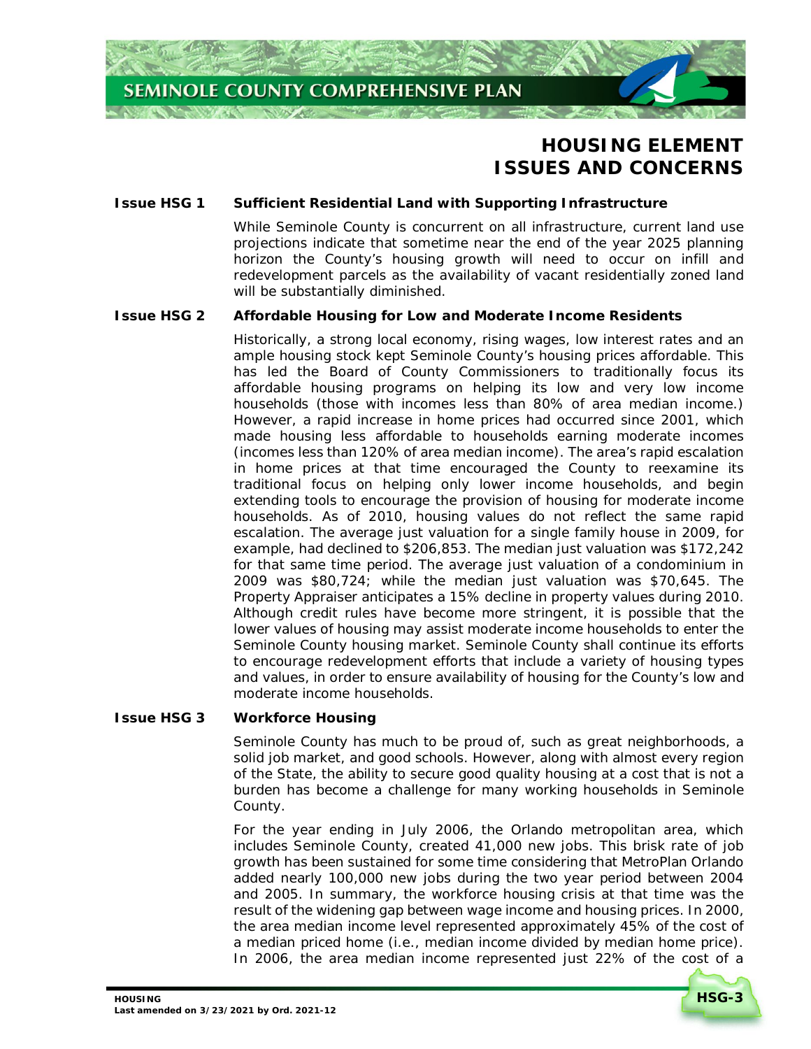# HOUSING ELEMENT ISSUES AND CONCERNS

**Issue HSG 1 Sufficient Residential Land with Supporting Infrastructure**

While Seminole County is concurrent on all infrastructure, current land use projections indicate that sometime near the end of the year 2025 planning horizon the County's housing growth will need to occur on infill and redevelopment parcels as the availability of vacant residentially zoned land will be substantially diminished.

**Issue HSG 2 Affordable Housing for Low and Moderate Income Residents**

Historically, a strong local economy, rising wages, low interest rates and an ample housing stock kept Seminole County's housing prices affordable. This has led the Board of County Commissioners to traditionally focus its affordable housing programs on helping its low and very low income households (those with incomes less than 80% of area median income.) However, a rapid increase in home prices had occurred since 2001, which made housing less affordable to households earning moderate incomes (incomes less than 120% of area median income). The area's rapid escalation in home prices at that time encouraged the County to reexamine its traditional focus on helping only lower income households, and begin extending tools to encourage the provision of housing for moderate income households. As of 2010, housing values do not reflect the same rapid escalation. The average just valuation for a single family house in 2009, for example, had declined to $206,853. The median just valuation was $172,242 for that same time period. The average just valuation of a condominium in 2009 was $80,724; while the median just valuation was $70,645. The Property Appraiser anticipates a 15% decline in property values during 2010. Although credit rules have become more stringent, it is possible that the lower values of housing may assist moderate income households to enter the Seminole County housing market. Seminole County shall continue its efforts to encourage redevelopment efforts that include a variety of housing types and values, in order to ensure availability of housing for the County's low and moderate income households.

**Issue HSG 3 Workforce Housing**

Seminole County has much to be proud of, such as great neighborhoods, a solid job market, and good schools. However, along with almost every region of the State, the ability to secure good quality housing at a cost that is not a burden has become a challenge for many working households in Seminole County.

For the year ending in July 2006, the Orlando metropolitan area, which includes Seminole County, created 41,000 new jobs. This brisk rate of job growth has been sustained for some time considering that MetroPlan Orlando added nearly 100,000 new jobs during the two year period between 2004 and 2005. In summary, the workforce housing crisis at that time was the result of the widening gap between wage income and housing prices. In 2000, the area median income level represented approximately 45% of the cost of a median priced home (i.e., median income divided by median home price). In 2006, the area median income represented just 22% of the cost of a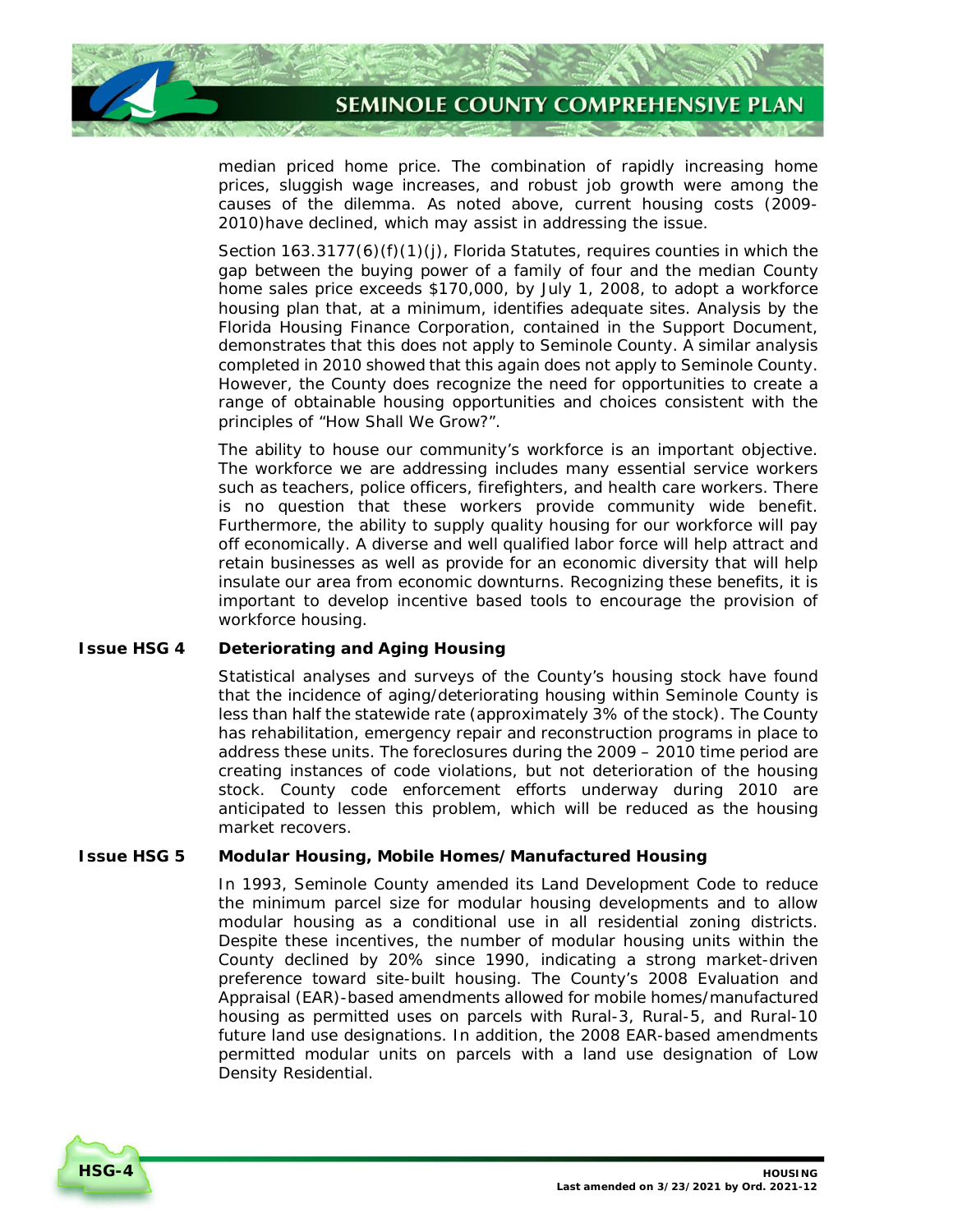median priced home price. The combination of rapidly increasing home prices, sluggish wage increases, and robust job growth were among the causes of the dilemma. As noted above, current housing costs (2009-2010)have declined, which may assist in addressing the issue.

Section 163.3177(6)(f)(1)(j), Florida Statutes, requires counties in which the gap between the buying power of a family of four and the median County home sales price exceeds $170,000, by July 1, 2008, to adopt a workforce housing plan that, at a minimum, identifies adequate sites. Analysis by the Florida Housing Finance Corporation, contained in the Support Document, demonstrates that this does not apply to Seminole County. A similar analysis completed in 2010 showed that this again does not apply to Seminole County. However, the County does recognize the need for opportunities to create a range of obtainable housing opportunities and choices consistent with the principles of "How Shall We Grow?".

The ability to house our community's workforce is an important objective. The workforce we are addressing includes many essential service workers such as teachers, police officers, firefighters, and health care workers. There is no question that these workers provide community wide benefit. Furthermore, the ability to supply quality housing for our workforce will pay off economically. A diverse and well qualified labor force will help attract and retain businesses as well as provide for an economic diversity that will help insulate our area from economic downturns. Recognizing these benefits, it is important to develop incentive based tools to encourage the provision of workforce housing.

**Issue HSG 4 Deteriorating and Aging Housing**

Statistical analyses and surveys of the County's housing stock have found that the incidence of aging/deteriorating housing within Seminole County is less than half the statewide rate (approximately 3% of the stock). The County has rehabilitation, emergency repair and reconstruction programs in place to address these units. The foreclosures during the 2009 – 2010 time period are creating instances of code violations, but not deterioration of the housing stock. County code enforcement efforts underway during 2010 are anticipated to lessen this problem, which will be reduced as the housing market recovers.

**Issue HSG 5 Modular Housing, Mobile Homes/Manufactured Housing**

In 1993, Seminole County amended its Land Development Code to reduce the minimum parcel size for modular housing developments and to allow modular housing as a conditional use in all residential zoning districts. Despite these incentives, the number of modular housing units within the County declined by 20% since 1990, indicating a strong market-driven preference toward site-built housing. The County's 2008 Evaluation and Appraisal (EAR)-based amendments allowed for mobile homes/manufactured housing as permitted uses on parcels with Rural-3, Rural-5, and Rural-10 future land use designations. In addition, the 2008 EAR-based amendments permitted modular units on parcels with a land use designation of Low Density Residential.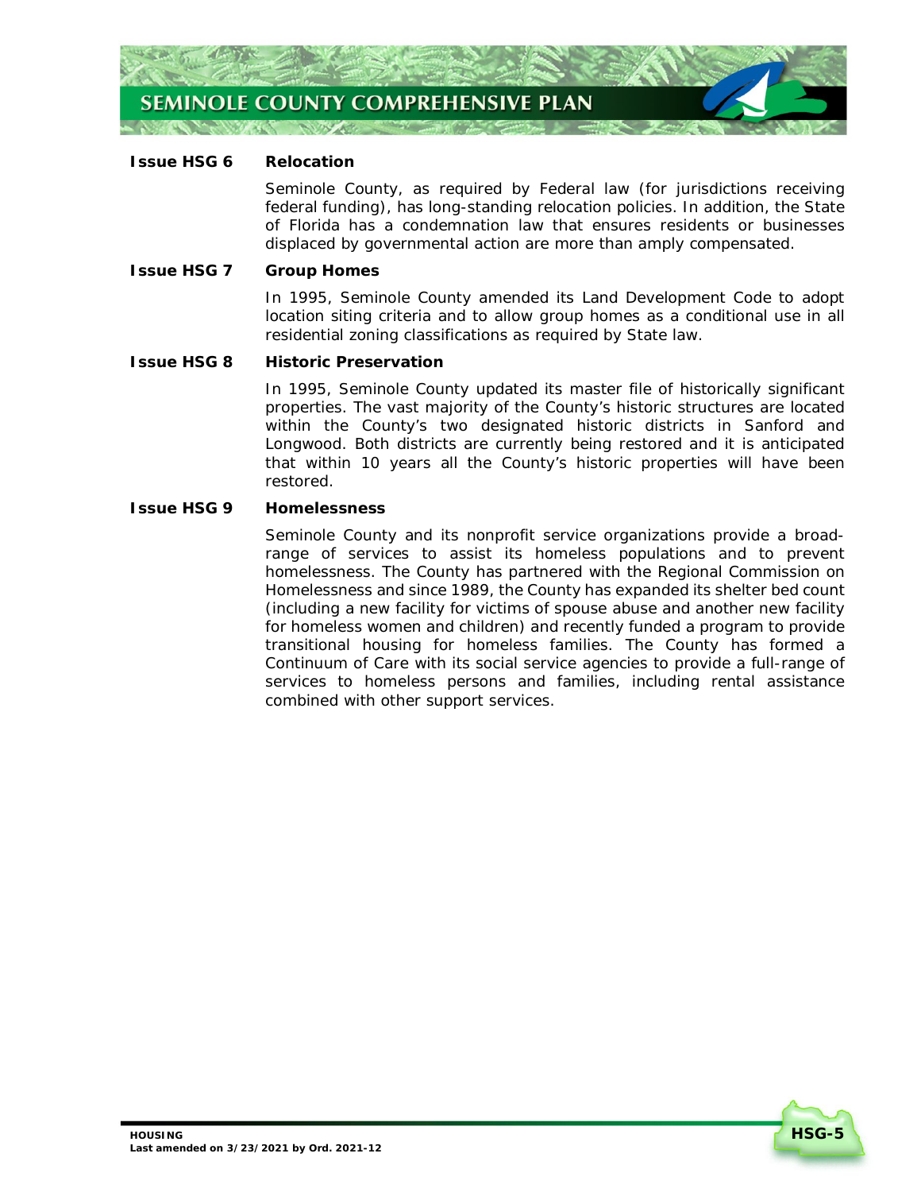**Issue HSG 6 Relocation**

Seminole County, as required by Federal law (for jurisdictions receiving federal funding), has long-standing relocation policies. In addition, the State of Florida has a condemnation law that ensures residents or businesses displaced by governmental action are more than amply compensated.

**Issue HSG 7 Group Homes**

In 1995, Seminole County amended its Land Development Code to adopt location siting criteria and to allow group homes as a conditional use in all residential zoning classifications as required by State law.

**Issue HSG 8 Historic Preservation**

In 1995, Seminole County updated its master file of historically significant properties. The vast majority of the County's historic structures are located within the County's two designated historic districts in Sanford and Longwood. Both districts are currently being restored and it is anticipated that within 10 years all the County's historic properties will have been restored.

**Issue HSG 9 Homelessness**

Seminole County and its nonprofit service organizations provide a broad-range of services to assist its homeless populations and to prevent homelessness. The County has partnered with the Regional Commission on Homelessness and since 1989, the County has expanded its shelter bed count (including a new facility for victims of spouse abuse and another new facility for homeless women and children) and recently funded a program to provide transitional housing for homeless families. The County has formed a Continuum of Care with its social service agencies to provide a full-range of services to homeless persons and families, including rental assistance combined with other support services.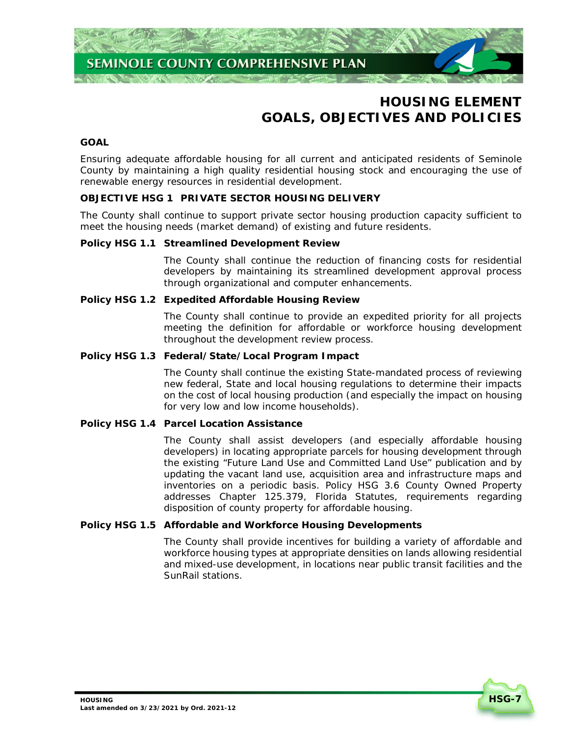# HOUSING ELEMENT GOALS, OBJECTIVES AND POLICIES

## GOAL

Ensuring adequate affordable housing for all current and anticipated residents of Seminole County by maintaining a high quality residential housing stock and encouraging the use of renewable energy resources in residential development.

## OBJECTIVE HSG 1 PRIVATE SECTOR HOUSING DELIVERY

The County shall continue to support private sector housing production capacity sufficient to meet the housing needs (market demand) of existing and future residents.

### Policy HSG 1.1 Streamlined Development Review

The County shall continue the reduction of financing costs for residential developers by maintaining its streamlined development approval process through organizational and computer enhancements.

### Policy HSG 1.2 Expedited Affordable Housing Review

The County shall continue to provide an expedited priority for all projects meeting the definition for affordable or workforce housing development throughout the development review process.

### Policy HSG 1.3 Federal/State/Local Program Impact

The County shall continue the existing State-mandated process of reviewing new federal, State and local housing regulations to determine their impacts on the cost of local housing production (and especially the impact on housing for very low and low income households).

### Policy HSG 1.4 Parcel Location Assistance

The County shall assist developers (and especially affordable housing developers) in locating appropriate parcels for housing development through the existing "Future Land Use and Committed Land Use" publication and by updating the vacant land use, acquisition area and infrastructure maps and inventories on a periodic basis. Policy HSG 3.6 County Owned Property addresses Chapter 125.379, Florida Statutes, requirements regarding disposition of county property for affordable housing.

### Policy HSG 1.5 Affordable and Workforce Housing Developments

The County shall provide incentives for building a variety of affordable and workforce housing types at appropriate densities on lands allowing residential and mixed-use development, in locations near public transit facilities and the SunRail stations.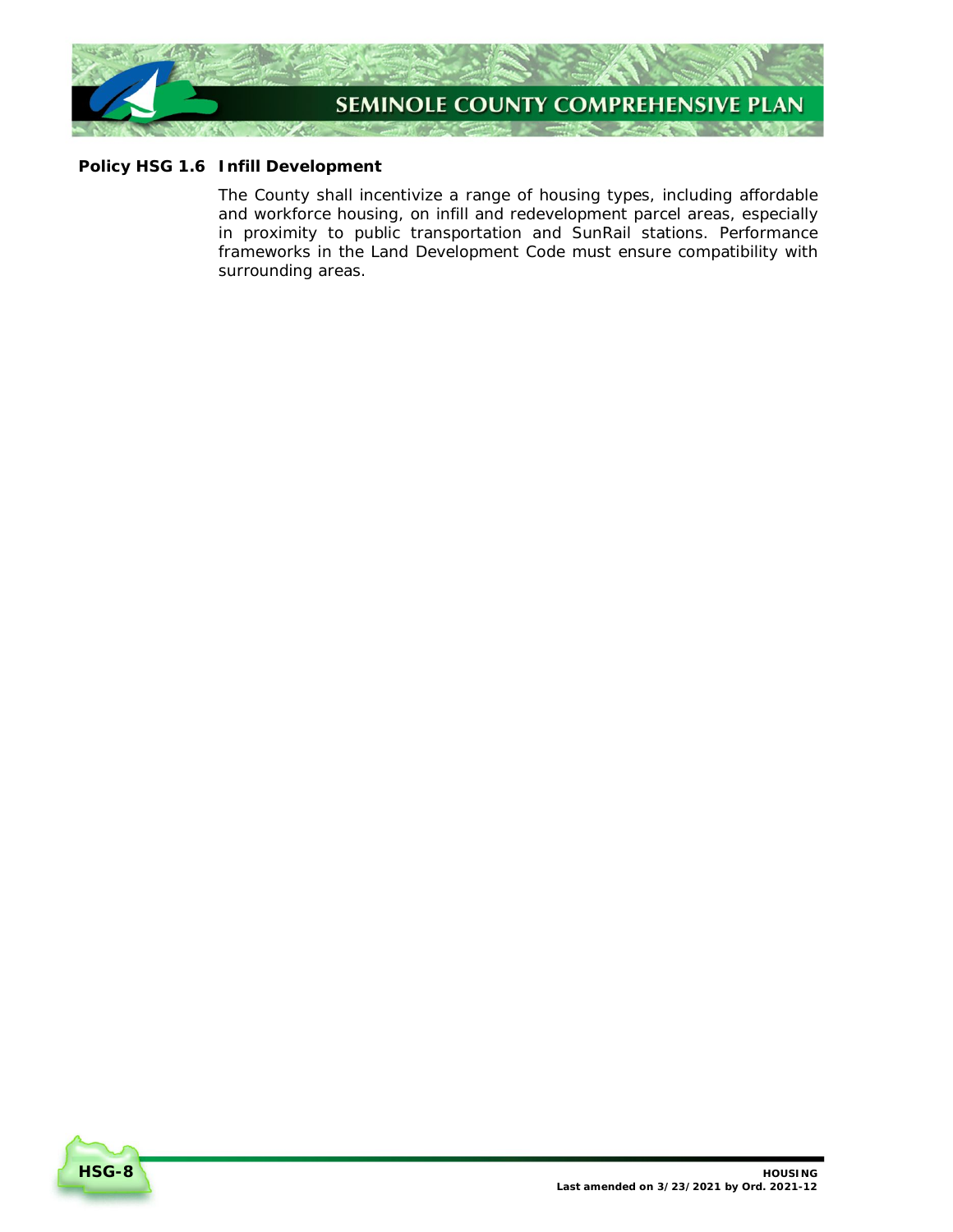**Policy HSG 1.6 Infill Development**

The County shall incentivize a range of housing types, including affordable and workforce housing, on infill and redevelopment parcel areas, especially in proximity to public transportation and SunRail stations. Performance frameworks in the Land Development Code must ensure compatibility with surrounding areas.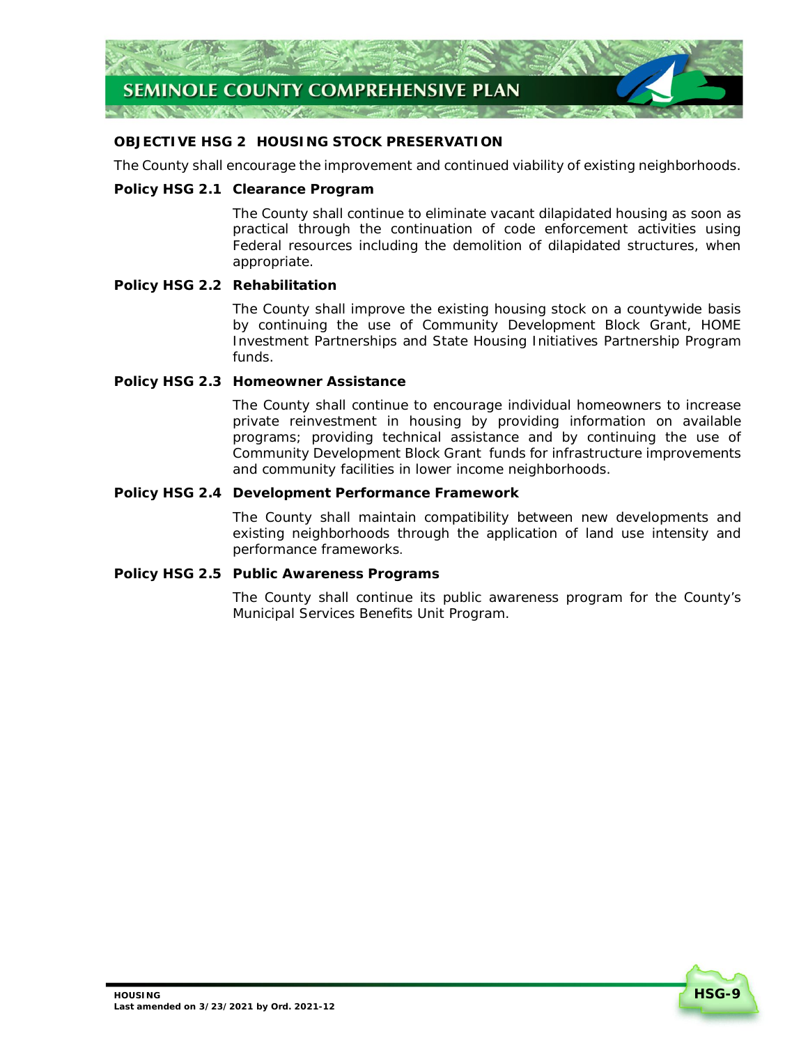## OBJECTIVE HSG 2 HOUSING STOCK PRESERVATION

The County shall encourage the improvement and continued viability of existing neighborhoods.

### Policy HSG 2.1 Clearance Program

The County shall continue to eliminate vacant dilapidated housing as soon as practical through the continuation of code enforcement activities using Federal resources including the demolition of dilapidated structures, when appropriate.

### Policy HSG 2.2 Rehabilitation

The County shall improve the existing housing stock on a countywide basis by continuing the use of Community Development Block Grant, HOME Investment Partnerships and State Housing Initiatives Partnership Program funds.

### Policy HSG 2.3 Homeowner Assistance

The County shall continue to encourage individual homeowners to increase private reinvestment in housing by providing information on available programs; providing technical assistance and by continuing the use of Community Development Block Grant funds for infrastructure improvements and community facilities in lower income neighborhoods.

### Policy HSG 2.4 Development Performance Framework

The County shall maintain compatibility between new developments and existing neighborhoods through the application of land use intensity and performance frameworks.

### Policy HSG 2.5 Public Awareness Programs

The County shall continue its public awareness program for the County's Municipal Services Benefits Unit Program.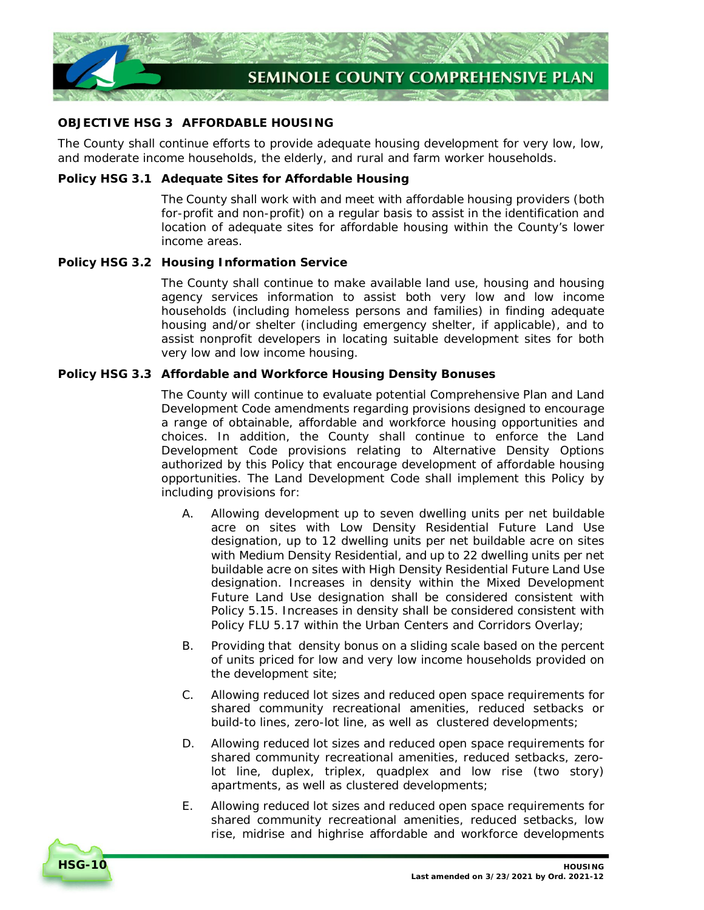### OBJECTIVE HSG 3 AFFORDABLE HOUSING

The County shall continue efforts to provide adequate housing development for very low, low, and moderate income households, the elderly, and rural and farm worker households.

**Policy HSG 3.1 Adequate Sites for Affordable Housing**

The County shall work with and meet with affordable housing providers (both for-profit and non-profit) on a regular basis to assist in the identification and location of adequate sites for affordable housing within the County's lower income areas.

**Policy HSG 3.2 Housing Information Service**

The County shall continue to make available land use, housing and housing agency services information to assist both very low and low income households (including homeless persons and families) in finding adequate housing and/or shelter (including emergency shelter, if applicable), and to assist nonprofit developers in locating suitable development sites for both very low and low income housing.

**Policy HSG 3.3 Affordable and Workforce Housing Density Bonuses**

The County will continue to evaluate potential Comprehensive Plan and Land Development Code amendments regarding provisions designed to encourage a range of obtainable, affordable and workforce housing opportunities and choices. In addition, the County shall continue to enforce the Land Development Code provisions relating to Alternative Density Options authorized by this Policy that encourage development of affordable housing opportunities. The Land Development Code shall implement this Policy by including provisions for:

A. Allowing development up to seven dwelling units per net buildable acre on sites with Low Density Residential Future Land Use designation, up to 12 dwelling units per net buildable acre on sites with Medium Density Residential, and up to 22 dwelling units per net buildable acre on sites with High Density Residential Future Land Use designation. Increases in density within the Mixed Development Future Land Use designation shall be considered consistent with Policy 5.15. Increases in density shall be considered consistent with Policy FLU 5.17 within the Urban Centers and Corridors Overlay;

B. Providing that density bonus on a sliding scale based on the percent of units priced for low and very low income households provided on the development site;

C. Allowing reduced lot sizes and reduced open space requirements for shared community recreational amenities, reduced setbacks or build-to lines, zero-lot line, as well as clustered developments;

D. Allowing reduced lot sizes and reduced open space requirements for shared community recreational amenities, reduced setbacks, zero-lot line, duplex, triplex, quadplex and low rise (two story) apartments, as well as clustered developments;

E. Allowing reduced lot sizes and reduced open space requirements for shared community recreational amenities, reduced setbacks, low rise, midrise and highrise affordable and workforce developments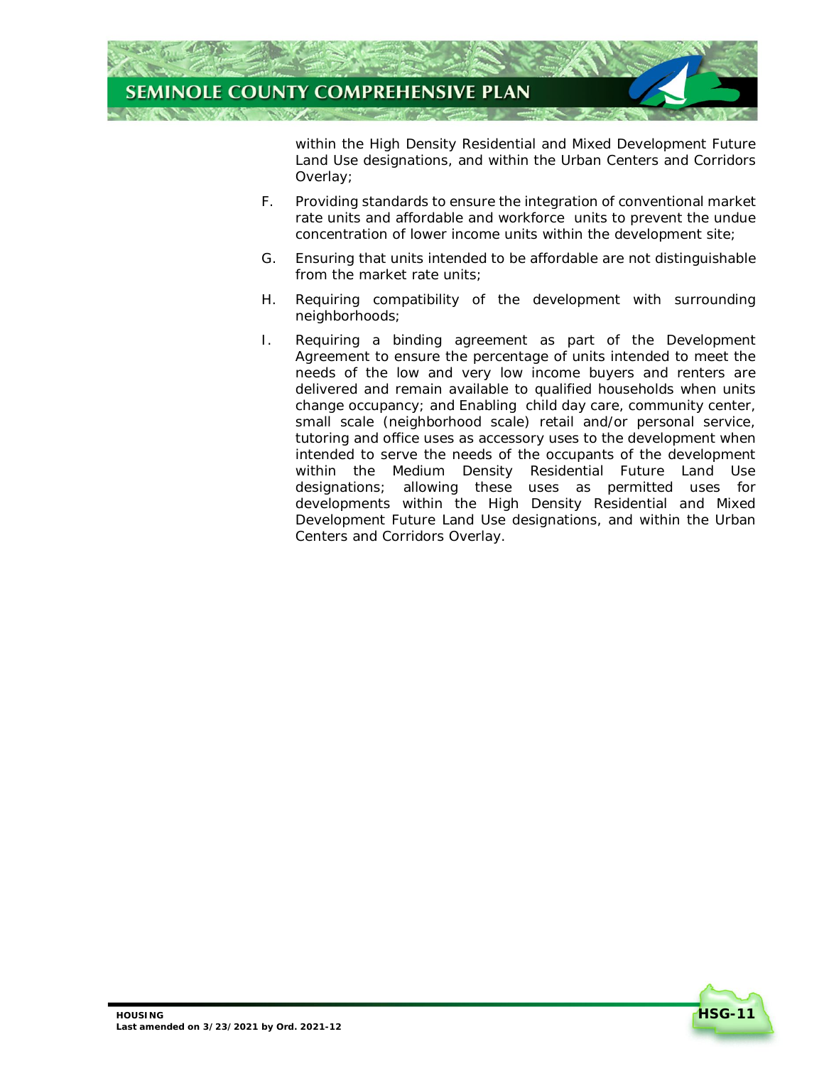within the High Density Residential and Mixed Development Future Land Use designations, and within the Urban Centers and Corridors Overlay;

F. Providing standards to ensure the integration of conventional market rate units and affordable and workforce units to prevent the undue concentration of lower income units within the development site;

G. Ensuring that units intended to be affordable are not distinguishable from the market rate units;

H. Requiring compatibility of the development with surrounding neighborhoods;

I. Requiring a binding agreement as part of the Development Agreement to ensure the percentage of units intended to meet the needs of the low and very low income buyers and renters are delivered and remain available to qualified households when units change occupancy; and Enabling child day care, community center, small scale (neighborhood scale) retail and/or personal service, tutoring and office uses as accessory uses to the development when intended to serve the needs of the occupants of the development within the Medium Density Residential Future Land Use designations; allowing these uses as permitted uses for developments within the High Density Residential and Mixed Development Future Land Use designations, and within the Urban Centers and Corridors Overlay.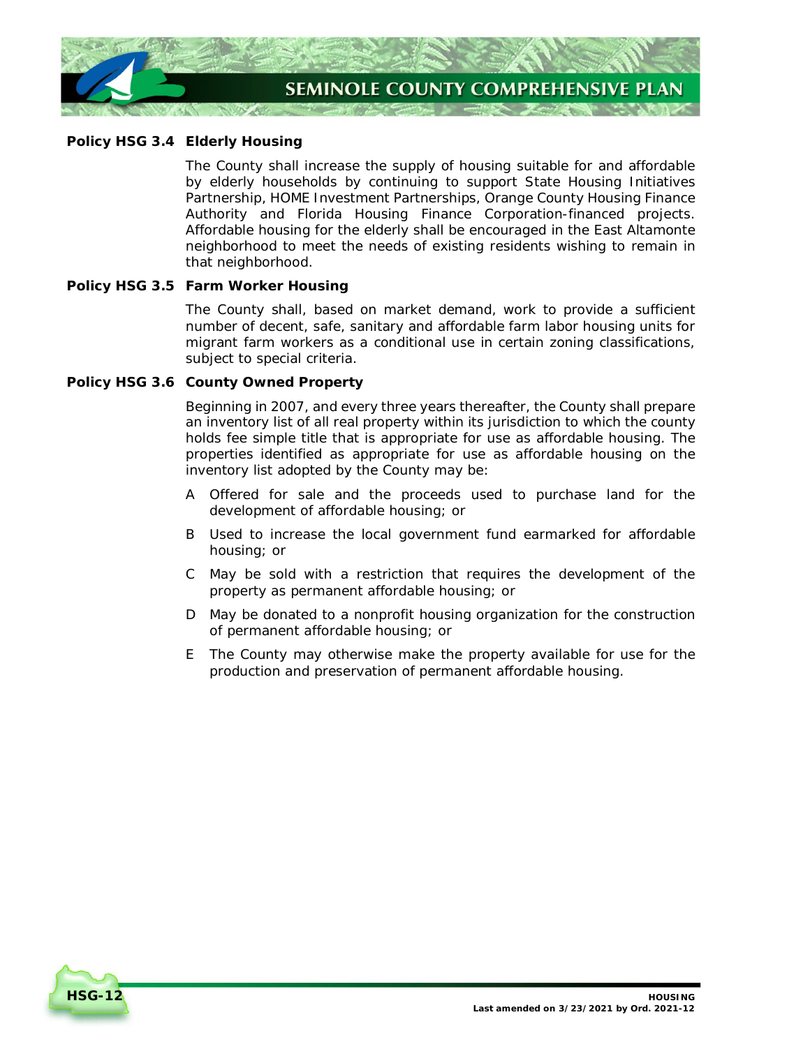**Policy HSG 3.4 Elderly Housing**

The County shall increase the supply of housing suitable for and affordable by elderly households by continuing to support State Housing Initiatives Partnership, HOME Investment Partnerships, Orange County Housing Finance Authority and Florida Housing Finance Corporation-financed projects. Affordable housing for the elderly shall be encouraged in the East Altamonte neighborhood to meet the needs of existing residents wishing to remain in that neighborhood.

**Policy HSG 3.5 Farm Worker Housing**

The County shall, based on market demand, work to provide a sufficient number of decent, safe, sanitary and affordable farm labor housing units for migrant farm workers as a conditional use in certain zoning classifications, subject to special criteria.

**Policy HSG 3.6 County Owned Property**

Beginning in 2007, and every three years thereafter, the County shall prepare an inventory list of all real property within its jurisdiction to which the county holds fee simple title that is appropriate for use as affordable housing. The properties identified as appropriate for use as affordable housing on the inventory list adopted by the County may be:

A Offered for sale and the proceeds used to purchase land for the development of affordable housing; or

B Used to increase the local government fund earmarked for affordable housing; or

C May be sold with a restriction that requires the development of the property as permanent affordable housing; or

D May be donated to a nonprofit housing organization for the construction of permanent affordable housing; or

E The County may otherwise make the property available for use for the production and preservation of permanent affordable housing.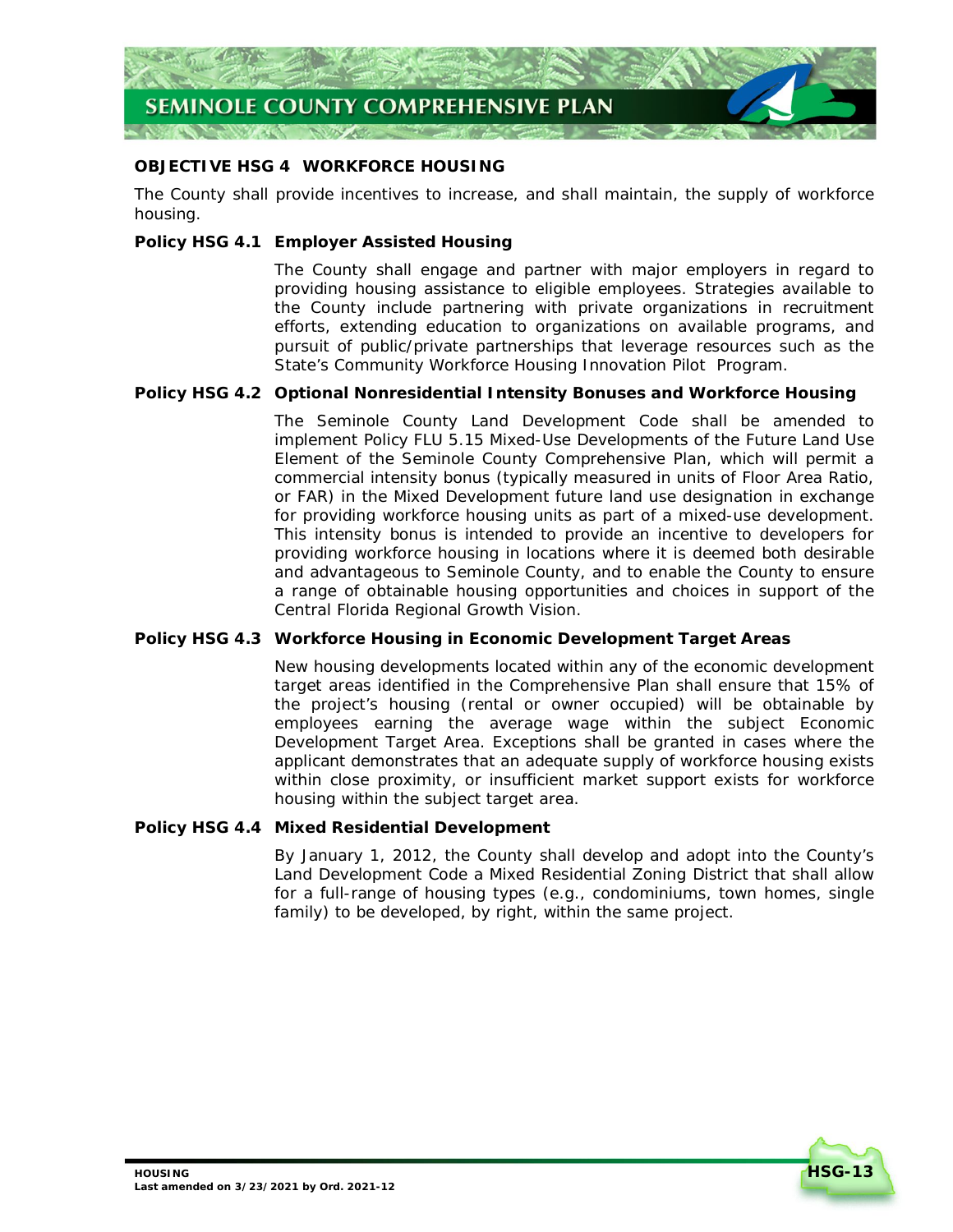## OBJECTIVE HSG 4 WORKFORCE HOUSING

The County shall provide incentives to increase, and shall maintain, the supply of workforce housing.

**Policy HSG 4.1 Employer Assisted Housing**

The County shall engage and partner with major employers in regard to providing housing assistance to eligible employees. Strategies available to the County include partnering with private organizations in recruitment efforts, extending education to organizations on available programs, and pursuit of public/private partnerships that leverage resources such as the State's Community Workforce Housing Innovation Pilot Program.

**Policy HSG 4.2 Optional Nonresidential Intensity Bonuses and Workforce Housing**

The Seminole County Land Development Code shall be amended to implement Policy FLU 5.15 Mixed-Use Developments of the Future Land Use Element of the Seminole County Comprehensive Plan, which will permit a commercial intensity bonus (typically measured in units of Floor Area Ratio, or FAR) in the Mixed Development future land use designation in exchange for providing workforce housing units as part of a mixed-use development. This intensity bonus is intended to provide an incentive to developers for providing workforce housing in locations where it is deemed both desirable and advantageous to Seminole County, and to enable the County to ensure a range of obtainable housing opportunities and choices in support of the Central Florida Regional Growth Vision.

**Policy HSG 4.3 Workforce Housing in Economic Development Target Areas**

New housing developments located within any of the economic development target areas identified in the Comprehensive Plan shall ensure that 15% of the project's housing (rental or owner occupied) will be obtainable by employees earning the average wage within the subject Economic Development Target Area. Exceptions shall be granted in cases where the applicant demonstrates that an adequate supply of workforce housing exists within close proximity, or insufficient market support exists for workforce housing within the subject target area.

**Policy HSG 4.4 Mixed Residential Development**

By January 1, 2012, the County shall develop and adopt into the County's Land Development Code a Mixed Residential Zoning District that shall allow for a full-range of housing types (e.g., condominiums, town homes, single family) to be developed, by right, within the same project.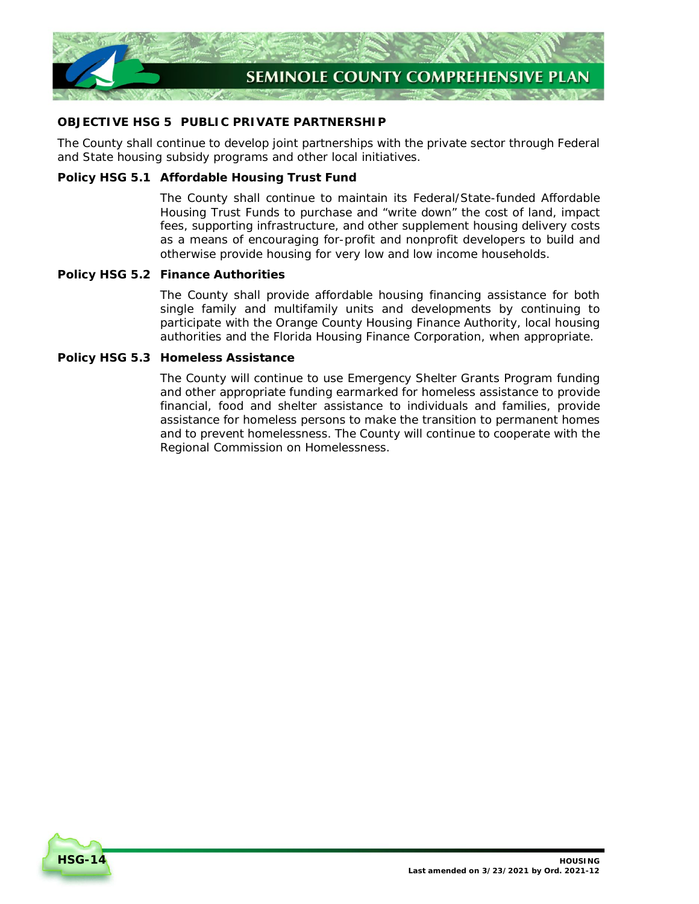**OBJECTIVE HSG 5 PUBLIC PRIVATE PARTNERSHIP**

The County shall continue to develop joint partnerships with the private sector through Federal and State housing subsidy programs and other local initiatives.

**Policy HSG 5.1 Affordable Housing Trust Fund**

The County shall continue to maintain its Federal/State-funded Affordable Housing Trust Funds to purchase and "write down" the cost of land, impact fees, supporting infrastructure, and other supplement housing delivery costs as a means of encouraging for-profit and nonprofit developers to build and otherwise provide housing for very low and low income households.

**Policy HSG 5.2 Finance Authorities**

The County shall provide affordable housing financing assistance for both single family and multifamily units and developments by continuing to participate with the Orange County Housing Finance Authority, local housing authorities and the Florida Housing Finance Corporation, when appropriate.

**Policy HSG 5.3 Homeless Assistance**

The County will continue to use Emergency Shelter Grants Program funding and other appropriate funding earmarked for homeless assistance to provide financial, food and shelter assistance to individuals and families, provide assistance for homeless persons to make the transition to permanent homes and to prevent homelessness. The County will continue to cooperate with the Regional Commission on Homelessness.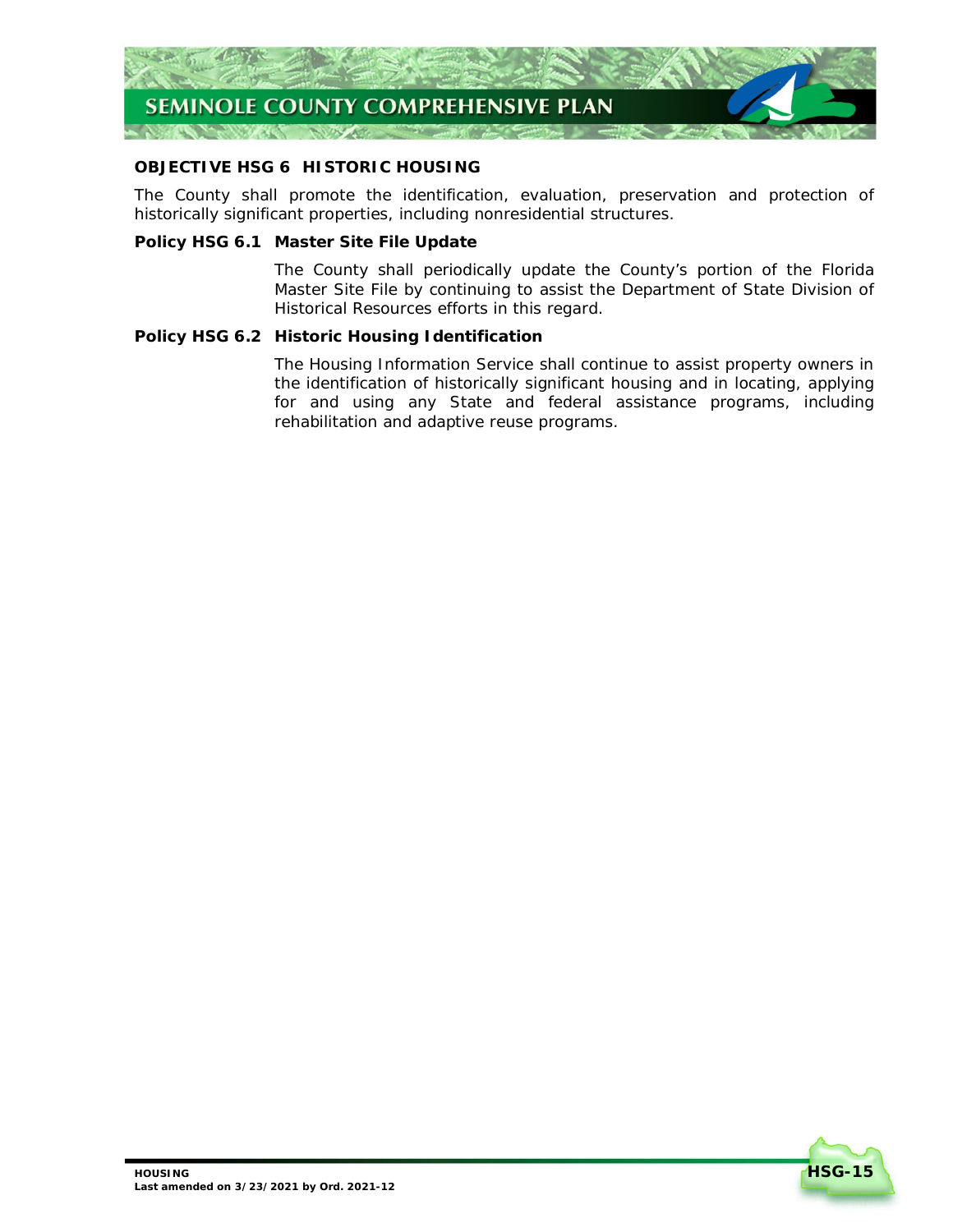**OBJECTIVE HSG 6 HISTORIC HOUSING**

The County shall promote the identification, evaluation, preservation and protection of historically significant properties, including nonresidential structures.

**Policy HSG 6.1 Master Site File Update**

The County shall periodically update the County's portion of the Florida Master Site File by continuing to assist the Department of State Division of Historical Resources efforts in this regard.

**Policy HSG 6.2 Historic Housing Identification**

The Housing Information Service shall continue to assist property owners in the identification of historically significant housing and in locating, applying for and using any State and federal assistance programs, including rehabilitation and adaptive reuse programs.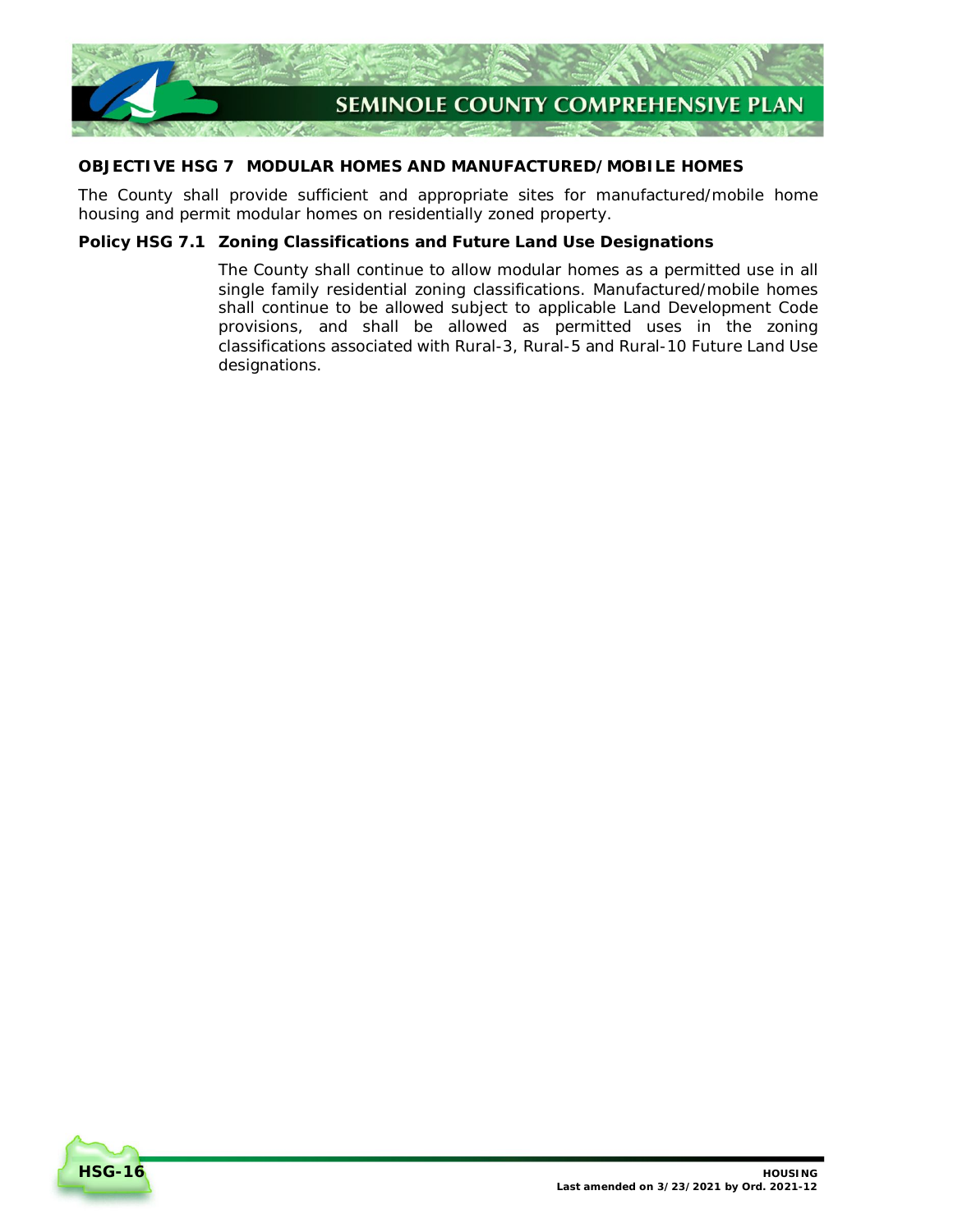**OBJECTIVE HSG 7 MODULAR HOMES AND MANUFACTURED/MOBILE HOMES**

The County shall provide sufficient and appropriate sites for manufactured/mobile home housing and permit modular homes on residentially zoned property.

**Policy HSG 7.1 Zoning Classifications and Future Land Use Designations**

The County shall continue to allow modular homes as a permitted use in all single family residential zoning classifications. Manufactured/mobile homes shall continue to be allowed subject to applicable Land Development Code provisions, and shall be allowed as permitted uses in the zoning classifications associated with Rural-3, Rural-5 and Rural-10 Future Land Use designations.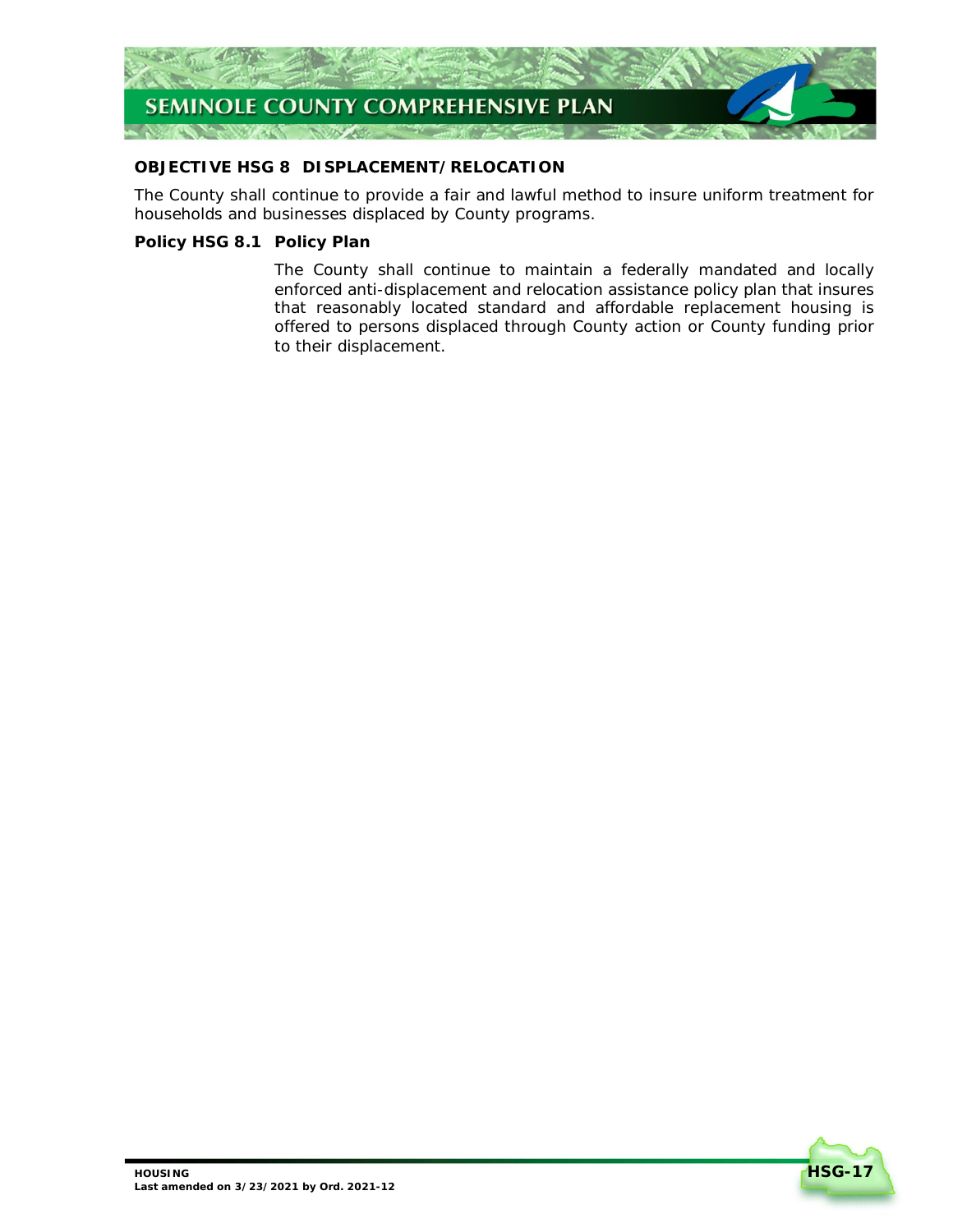## OBJECTIVE HSG 8 DISPLACEMENT/RELOCATION

The County shall continue to provide a fair and lawful method to insure uniform treatment for households and businesses displaced by County programs.

### Policy HSG 8.1 Policy Plan

The County shall continue to maintain a federally mandated and locally enforced anti-displacement and relocation assistance policy plan that insures that reasonably located standard and affordable replacement housing is offered to persons displaced through County action or County funding prior to their displacement.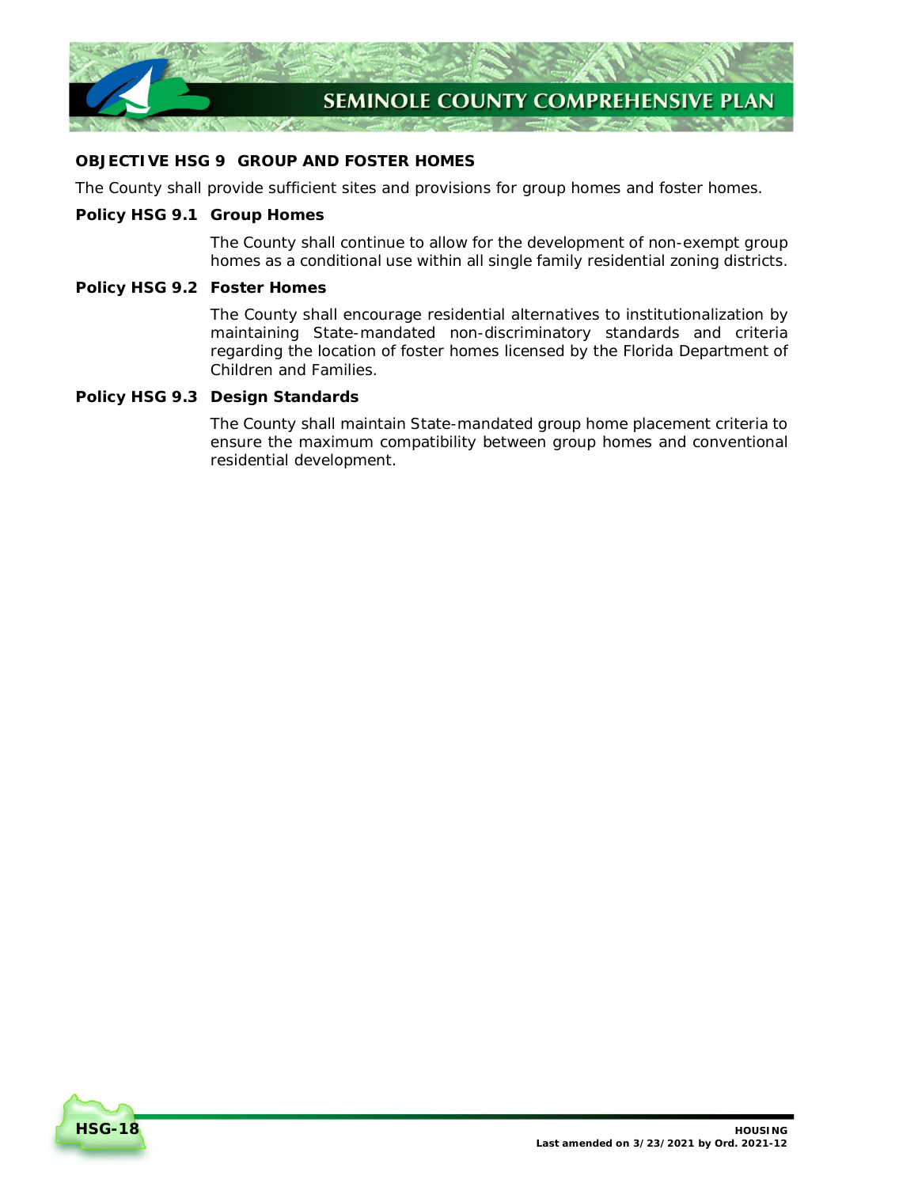## OBJECTIVE HSG 9 GROUP AND FOSTER HOMES

The County shall provide sufficient sites and provisions for group homes and foster homes.

**Policy HSG 9.1 Group Homes**

The County shall continue to allow for the development of non-exempt group homes as a conditional use within all single family residential zoning districts.

**Policy HSG 9.2 Foster Homes**

The County shall encourage residential alternatives to institutionalization by maintaining State-mandated non-discriminatory standards and criteria regarding the location of foster homes licensed by the Florida Department of Children and Families.

**Policy HSG 9.3 Design Standards**

The County shall maintain State-mandated group home placement criteria to ensure the maximum compatibility between group homes and conventional residential development.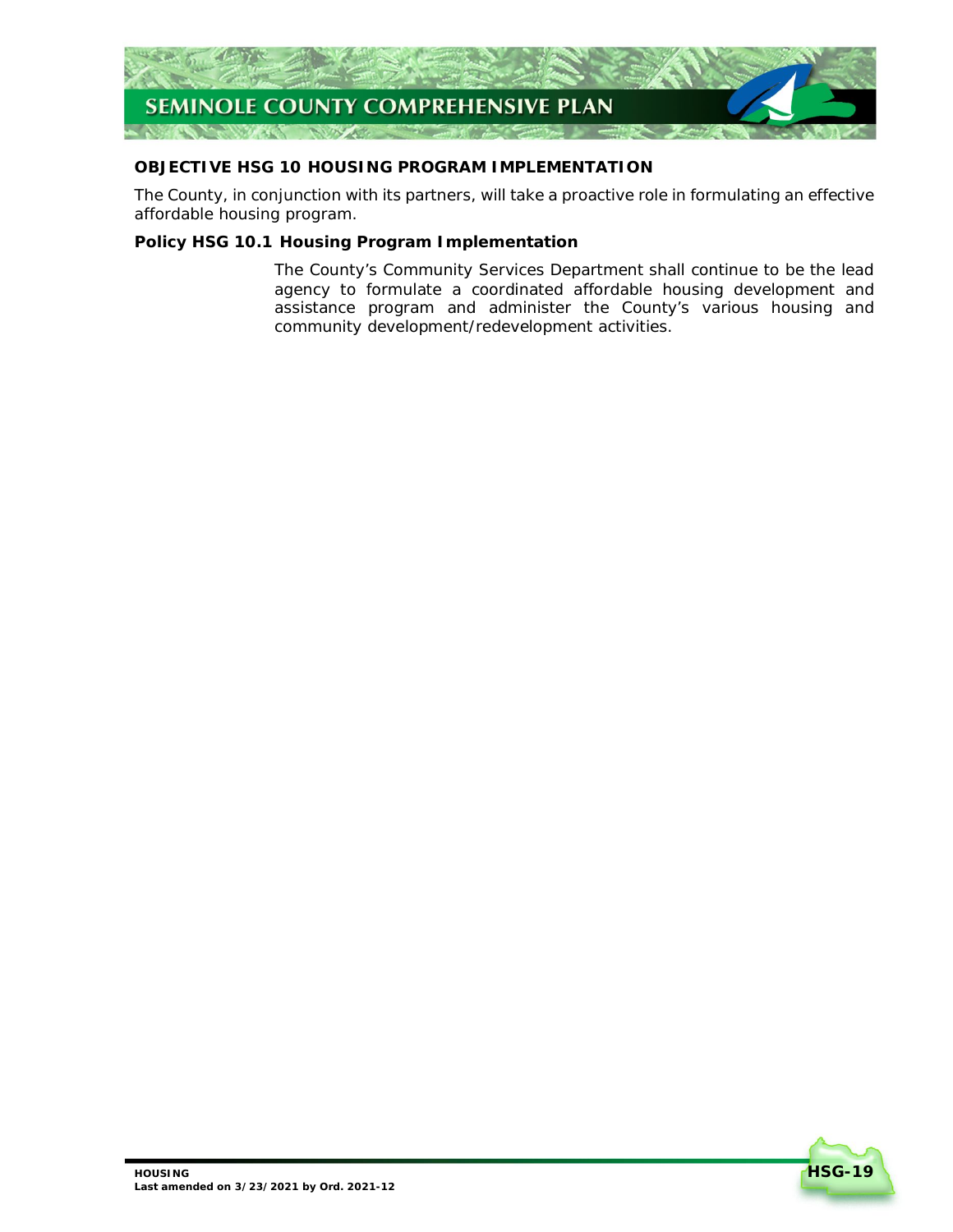**OBJECTIVE HSG 10 HOUSING PROGRAM IMPLEMENTATION**

The County, in conjunction with its partners, will take a proactive role in formulating an effective affordable housing program.

**Policy HSG 10.1 Housing Program Implementation**

The County's Community Services Department shall continue to be the lead agency to formulate a coordinated affordable housing development and assistance program and administer the County's various housing and community development/redevelopment activities.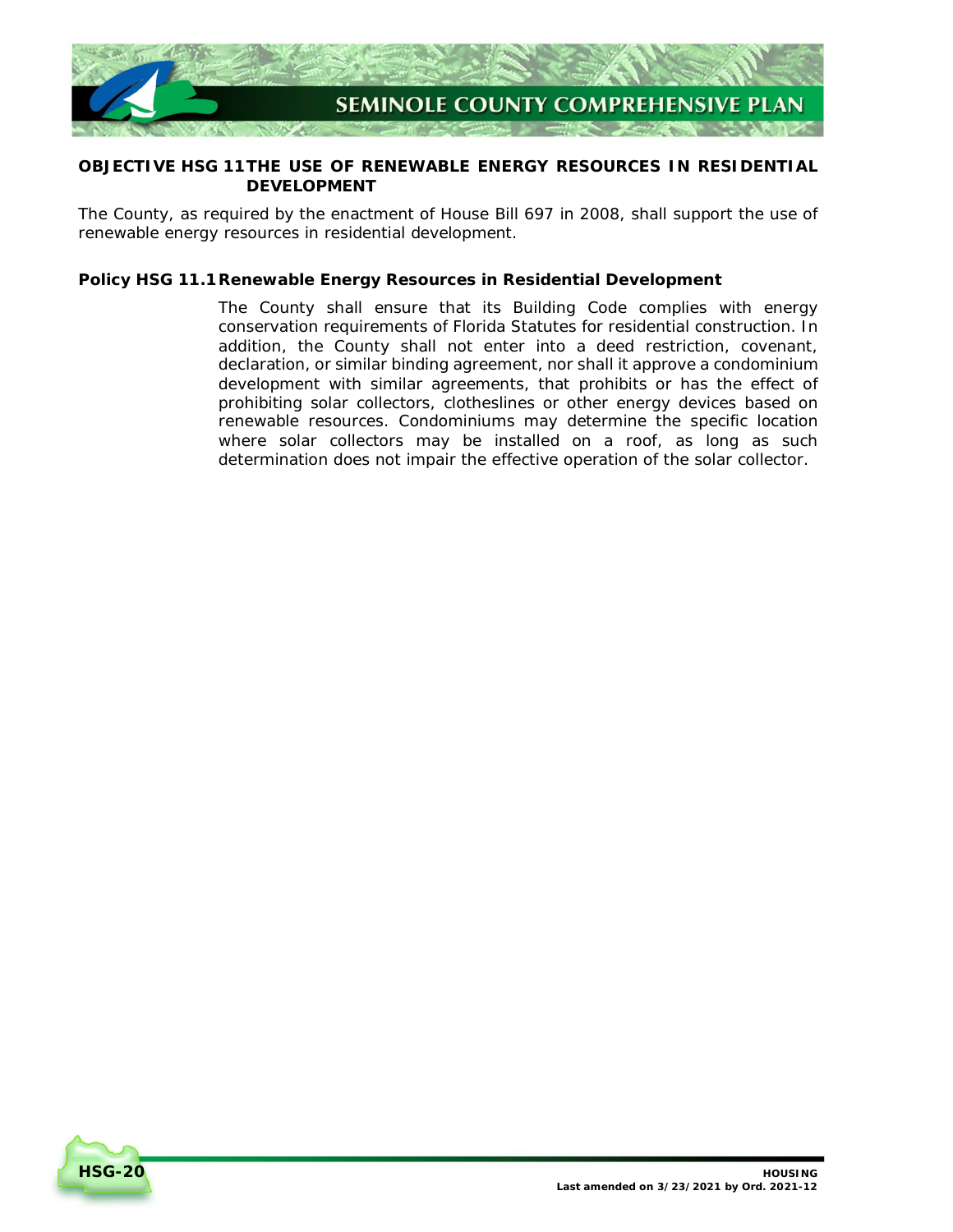## OBJECTIVE HSG 11 THE USE OF RENEWABLE ENERGY RESOURCES IN RESIDENTIAL DEVELOPMENT

The County, as required by the enactment of House Bill 697 in 2008, shall support the use of renewable energy resources in residential development.

### Policy HSG 11.1 Renewable Energy Resources in Residential Development

The County shall ensure that its Building Code complies with energy conservation requirements of Florida Statutes for residential construction. In addition, the County shall not enter into a deed restriction, covenant, declaration, or similar binding agreement, nor shall it approve a condominium development with similar agreements, that prohibits or has the effect of prohibiting solar collectors, clotheslines or other energy devices based on renewable resources. Condominiums may determine the specific location where solar collectors may be installed on a roof, as long as such determination does not impair the effective operation of the solar collector.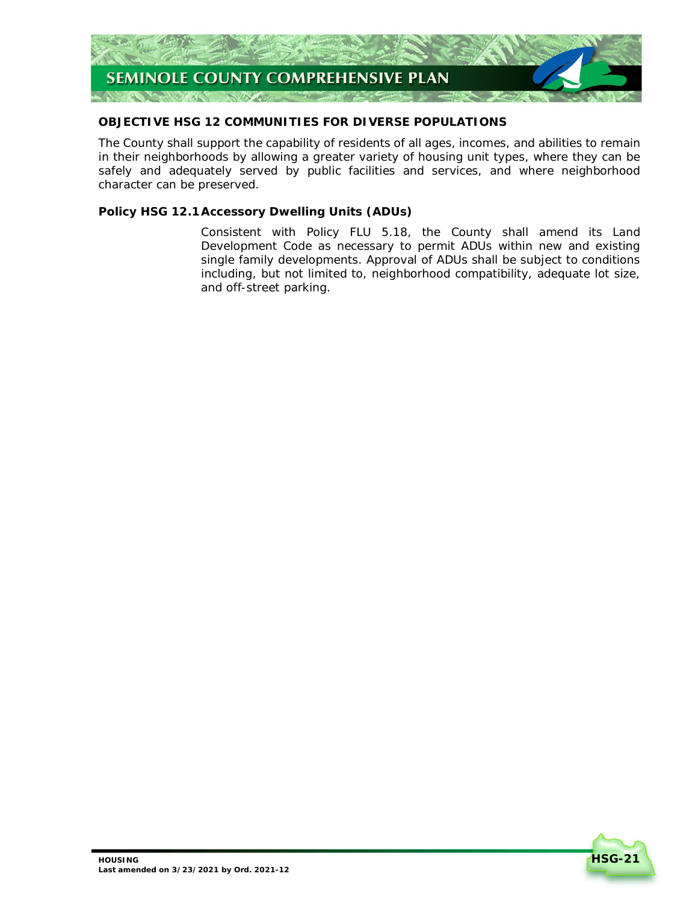## OBJECTIVE HSG 12 COMMUNITIES FOR DIVERSE POPULATIONS

The County shall support the capability of residents of all ages, incomes, and abilities to remain in their neighborhoods by allowing a greater variety of housing unit types, where they can be safely and adequately served by public facilities and services, and where neighborhood character can be preserved.

### Policy HSG 12.1 Accessory Dwelling Units (ADUs)

Consistent with Policy FLU 5.18, the County shall amend its Land Development Code as necessary to permit ADUs within new and existing single family developments. Approval of ADUs shall be subject to conditions including, but not limited to, neighborhood compatibility, adequate lot size, and off-street parking.